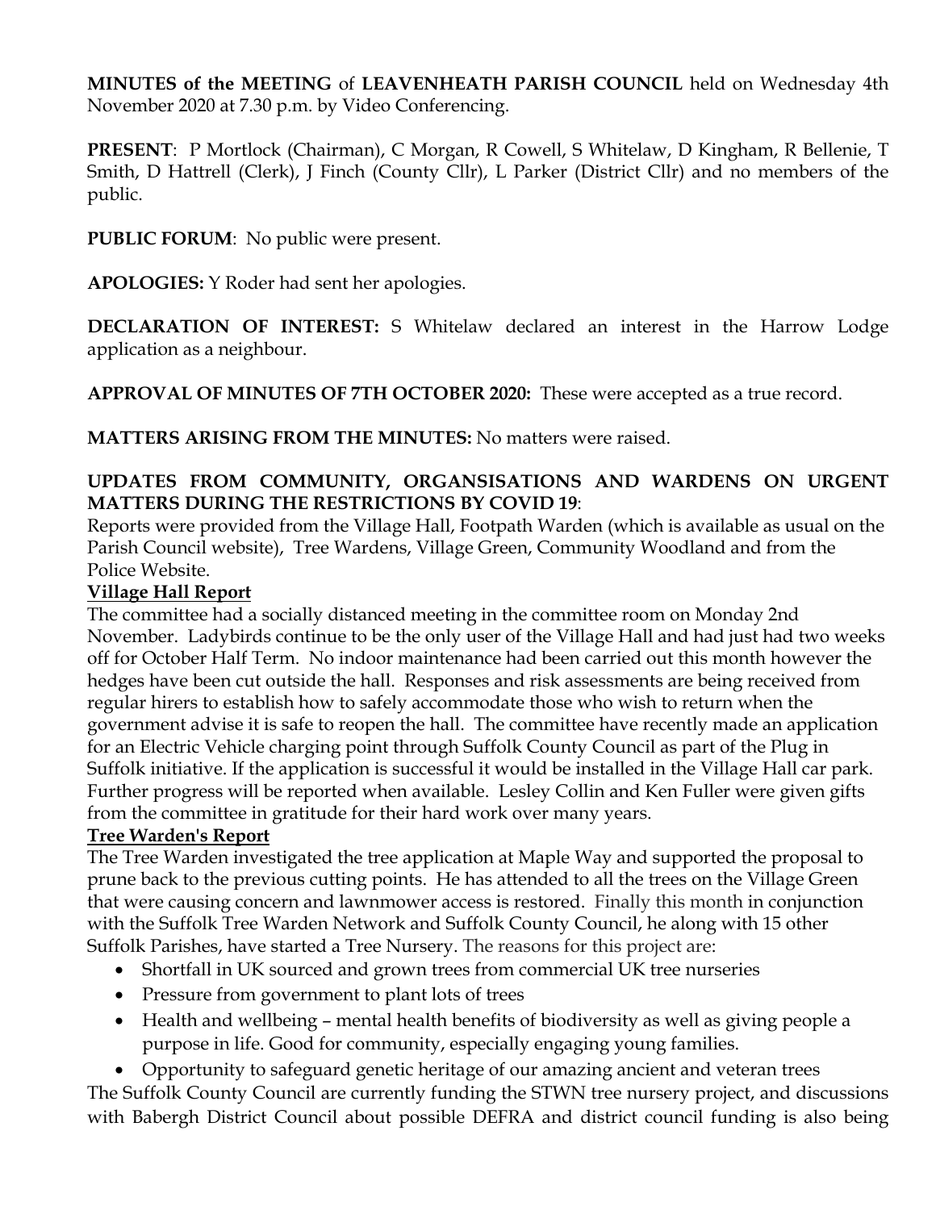**MINUTES of the MEETING** of **LEAVENHEATH PARISH COUNCIL** held on Wednesday 4th November 2020 at 7.30 p.m. by Video Conferencing.

**PRESENT**: P Mortlock (Chairman), C Morgan, R Cowell, S Whitelaw, D Kingham, R Bellenie, T Smith, D Hattrell (Clerk), J Finch (County Cllr), L Parker (District Cllr) and no members of the public.

**PUBLIC FORUM**: No public were present.

**APOLOGIES:** Y Roder had sent her apologies.

**DECLARATION OF INTEREST:** S Whitelaw declared an interest in the Harrow Lodge application as a neighbour.

**APPROVAL OF MINUTES OF 7TH OCTOBER 2020:** These were accepted as a true record.

**MATTERS ARISING FROM THE MINUTES:** No matters were raised.

**UPDATES FROM COMMUNITY, ORGANSISATIONS AND WARDENS ON URGENT MATTERS DURING THE RESTRICTIONS BY COVID 19**:

Reports were provided from the Village Hall, Footpath Warden (which is available as usual on the Parish Council website), Tree Wardens, Village Green, Community Woodland and from the Police Website.

**Village Hall Report**

The committee had a socially distanced meeting in the committee room on Monday 2nd November. Ladybirds continue to be the only user of the Village Hall and had just had two weeks off for October Half Term. No indoor maintenance had been carried out this month however the hedges have been cut outside the hall. Responses and risk assessments are being received from regular hirers to establish how to safely accommodate those who wish to return when the government advise it is safe to reopen the hall. The committee have recently made an application for an Electric Vehicle charging point through Suffolk County Council as part of the Plug in Suffolk initiative. If the application is successful it would be installed in the Village Hall car park. Further progress will be reported when available. Lesley Collin and Ken Fuller were given gifts from the committee in gratitude for their hard work over many years.

**Tree Warden's Report**

The Tree Warden investigated the tree application at Maple Way and supported the proposal to prune back to the previous cutting points. He has attended to all the trees on the Village Green that were causing concern and lawnmower access is restored. Finally this month in conjunction with the Suffolk Tree Warden Network and Suffolk County Council, he along with 15 other Suffolk Parishes, have started a Tree Nursery. The reasons for this project are:

- Shortfall in UK sourced and grown trees from commercial UK tree nurseries
- Pressure from government to plant lots of trees
- Health and wellbeing – mental health benefits of biodiversity as well as giving people a purpose in life. Good for community, especially engaging young families.
- Opportunity to safeguard genetic heritage of our amazing ancient and veteran trees

The Suffolk County Council are currently funding the STWN tree nursery project, and discussions with Babergh District Council about possible DEFRA and district council funding is also being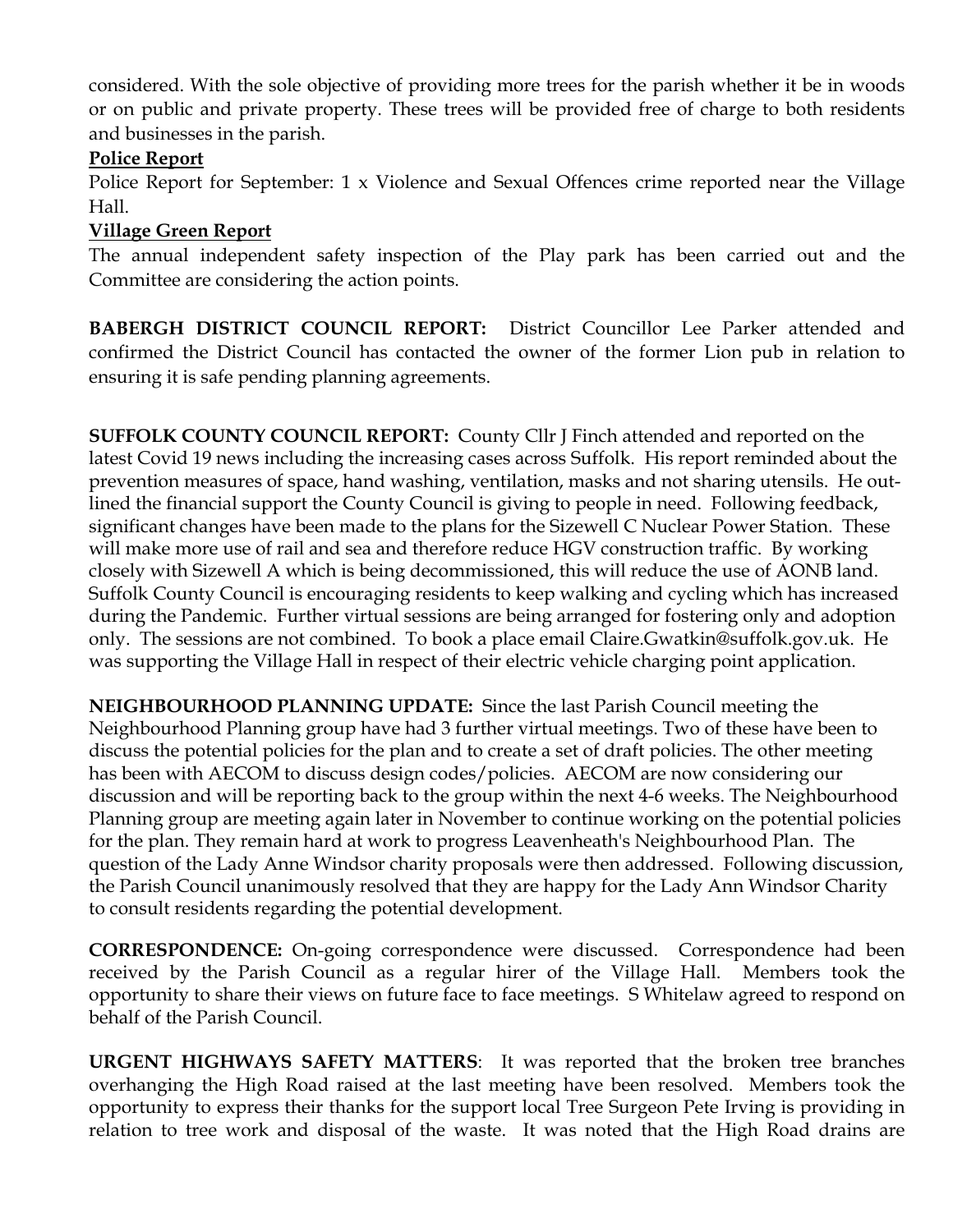considered. With the sole objective of providing more trees for the parish whether it be in woods or on public and private property. These trees will be provided free of charge to both residents and businesses in the parish.

**Police Report**

Police Report for September: 1 x Violence and Sexual Offences crime reported near the Village Hall.

**Village Green Report**

The annual independent safety inspection of the Play park has been carried out and the Committee are considering the action points.

**BABERGH DISTRICT COUNCIL REPORT:** District Councillor Lee Parker attended and confirmed the District Council has contacted the owner of the former Lion pub in relation to ensuring it is safe pending planning agreements.

**SUFFOLK COUNTY COUNCIL REPORT:** County Cllr J Finch attended and reported on the latest Covid 19 news including the increasing cases across Suffolk. His report reminded about the prevention measures of space, hand washing, ventilation, masks and not sharing utensils. He outlined the financial support the County Council is giving to people in need. Following feedback, significant changes have been made to the plans for the Sizewell C Nuclear Power Station. These will make more use of rail and sea and therefore reduce HGV construction traffic. By working closely with Sizewell A which is being decommissioned, this will reduce the use of AONB land. Suffolk County Council is encouraging residents to keep walking and cycling which has increased during the Pandemic. Further virtual sessions are being arranged for fostering only and adoption only. The sessions are not combined. To book a place email Claire.Gwatkin@suffolk.gov.uk. He was supporting the Village Hall in respect of their electric vehicle charging point application.

**NEIGHBOURHOOD PLANNING UPDATE:** Since the last Parish Council meeting the Neighbourhood Planning group have had 3 further virtual meetings. Two of these have been to discuss the potential policies for the plan and to create a set of draft policies. The other meeting has been with AECOM to discuss design codes/policies. AECOM are now considering our discussion and will be reporting back to the group within the next 4-6 weeks. The Neighbourhood Planning group are meeting again later in November to continue working on the potential policies for the plan. They remain hard at work to progress Leavenheath's Neighbourhood Plan. The question of the Lady Anne Windsor charity proposals were then addressed. Following discussion, the Parish Council unanimously resolved that they are happy for the Lady Ann Windsor Charity to consult residents regarding the potential development.

**CORRESPONDENCE:** On-going correspondence were discussed. Correspondence had been received by the Parish Council as a regular hirer of the Village Hall. Members took the opportunity to share their views on future face to face meetings. S Whitelaw agreed to respond on behalf of the Parish Council.

**URGENT HIGHWAYS SAFETY MATTERS**: It was reported that the broken tree branches overhanging the High Road raised at the last meeting have been resolved. Members took the opportunity to express their thanks for the support local Tree Surgeon Pete Irving is providing in relation to tree work and disposal of the waste. It was noted that the High Road drains are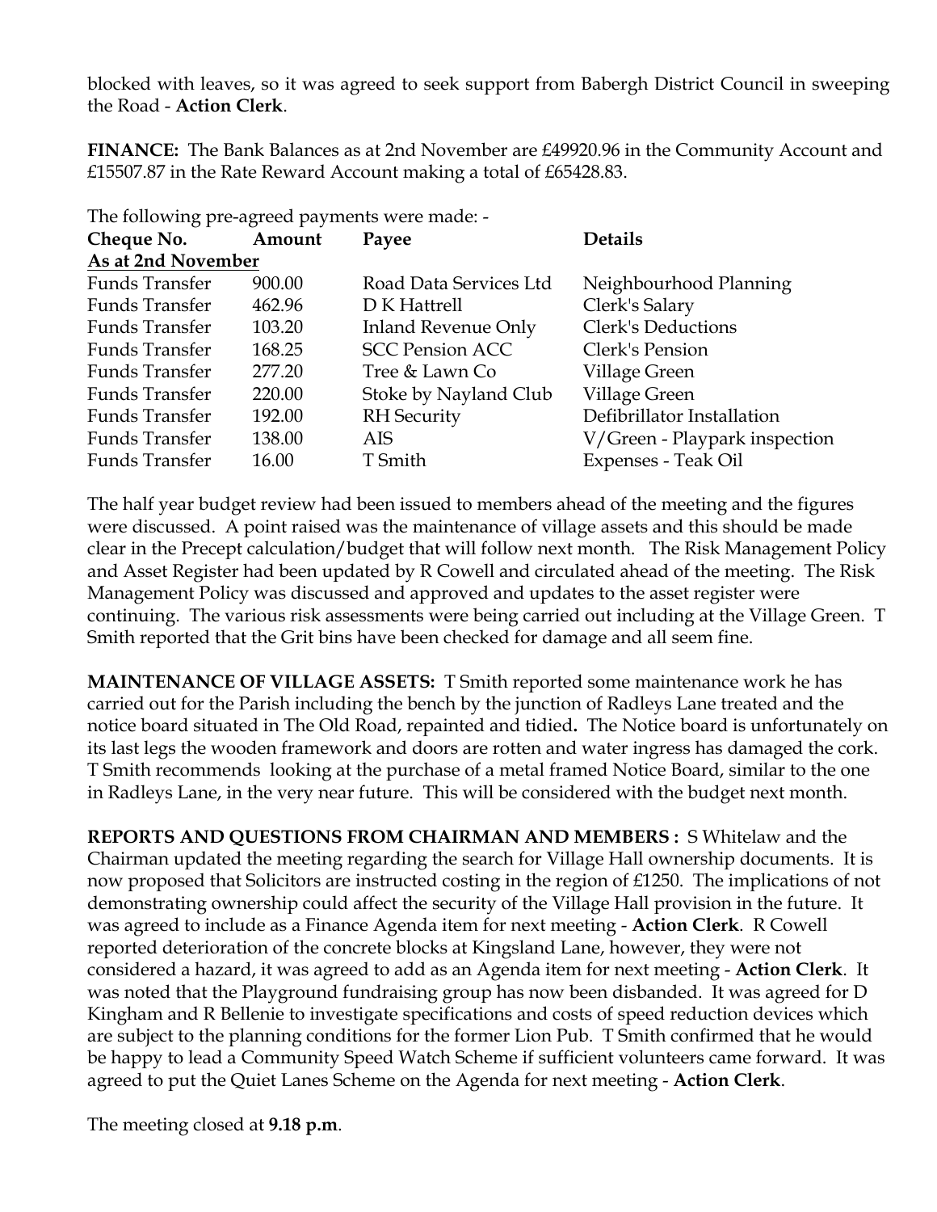blocked with leaves, so it was agreed to seek support from Babergh District Council in sweeping the Road - **Action Clerk**.

**FINANCE:** The Bank Balances as at 2nd November are £49920.96 in the Community Account and £15507.87 in the Rate Reward Account making a total of £65428.83.

The following pre-agreed payments were made: -

| Cheque No. | Amount | Payee | Details |
|---|---|---|---|
| **As at 2nd November** | | | |
| Funds Transfer | 900.00 | Road Data Services Ltd | Neighbourhood Planning |
| Funds Transfer | 462.96 | D K Hattrell | Clerk's Salary |
| Funds Transfer | 103.20 | Inland Revenue Only | Clerk's Deductions |
| Funds Transfer | 168.25 | SCC Pension ACC | Clerk's Pension |
| Funds Transfer | 277.20 | Tree & Lawn Co | Village Green |
| Funds Transfer | 220.00 | Stoke by Nayland Club | Village Green |
| Funds Transfer | 192.00 | RH Security | Defibrillator Installation |
| Funds Transfer | 138.00 | AIS | V/Green - Playpark inspection |
| Funds Transfer | 16.00 | T Smith | Expenses - Teak Oil |

The half year budget review had been issued to members ahead of the meeting and the figures were discussed. A point raised was the maintenance of village assets and this should be made clear in the Precept calculation/budget that will follow next month. The Risk Management Policy and Asset Register had been updated by R Cowell and circulated ahead of the meeting. The Risk Management Policy was discussed and approved and updates to the asset register were continuing. The various risk assessments were being carried out including at the Village Green. T Smith reported that the Grit bins have been checked for damage and all seem fine.

**MAINTENANCE OF VILLAGE ASSETS:** T Smith reported some maintenance work he has carried out for the Parish including the bench by the junction of Radleys Lane treated and the notice board situated in The Old Road, repainted and tidied**.** The Notice board is unfortunately on its last legs the wooden framework and doors are rotten and water ingress has damaged the cork. T Smith recommends looking at the purchase of a metal framed Notice Board, similar to the one in Radleys Lane, in the very near future. This will be considered with the budget next month.

**REPORTS AND QUESTIONS FROM CHAIRMAN AND MEMBERS :** S Whitelaw and the Chairman updated the meeting regarding the search for Village Hall ownership documents. It is now proposed that Solicitors are instructed costing in the region of £1250. The implications of not demonstrating ownership could affect the security of the Village Hall provision in the future. It was agreed to include as a Finance Agenda item for next meeting - **Action Clerk**. R Cowell reported deterioration of the concrete blocks at Kingsland Lane, however, they were not considered a hazard, it was agreed to add as an Agenda item for next meeting - **Action Clerk**. It was noted that the Playground fundraising group has now been disbanded. It was agreed for D Kingham and R Bellenie to investigate specifications and costs of speed reduction devices which are subject to the planning conditions for the former Lion Pub. T Smith confirmed that he would be happy to lead a Community Speed Watch Scheme if sufficient volunteers came forward. It was agreed to put the Quiet Lanes Scheme on the Agenda for next meeting - **Action Clerk**.

The meeting closed at **9.18 p.m**.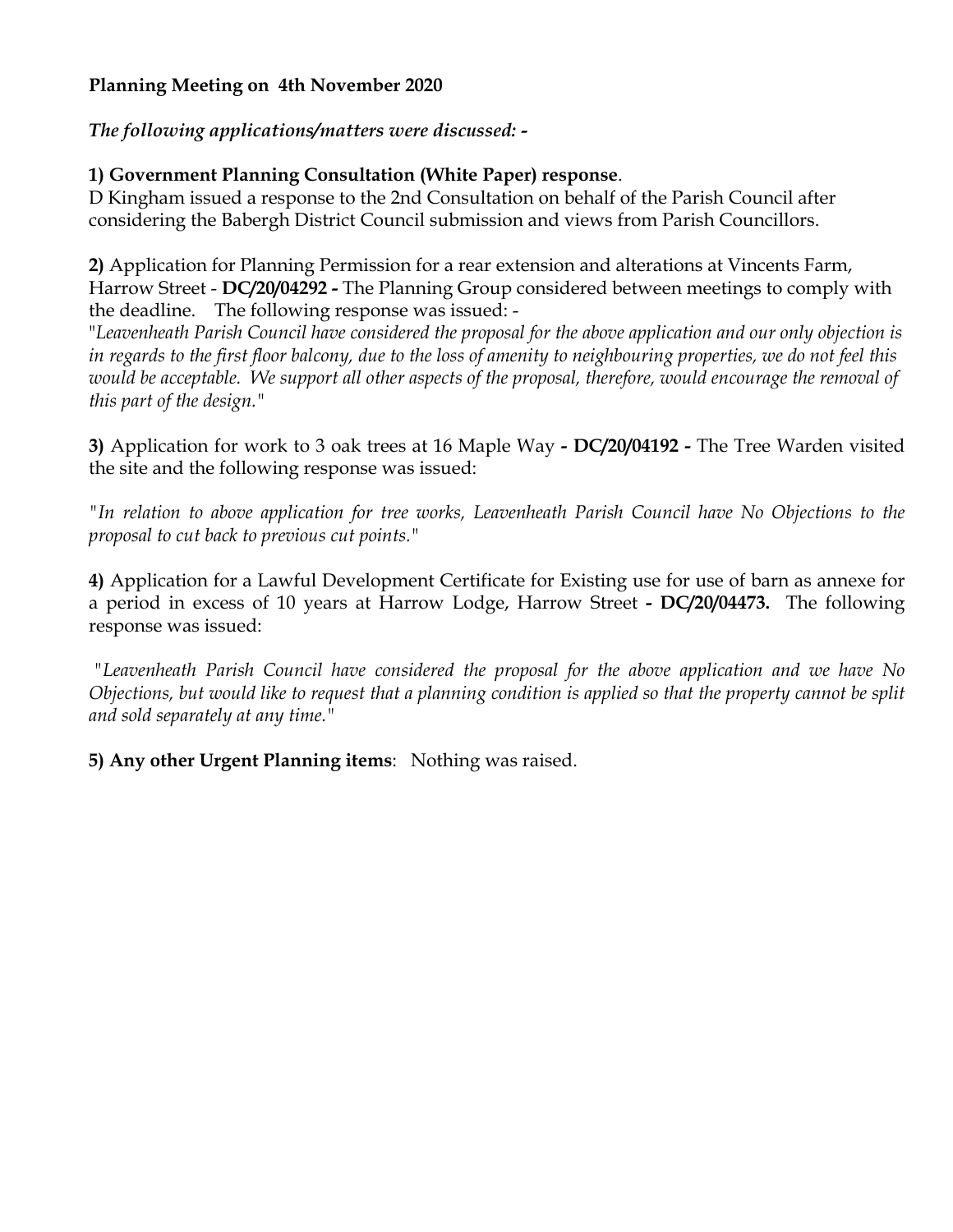**Planning Meeting on 4th November 2020**

***The following applications/matters were discussed: -***

**1) Government Planning Consultation (White Paper) response**.
D Kingham issued a response to the 2nd Consultation on behalf of the Parish Council after considering the Babergh District Council submission and views from Parish Councillors.

**2)** Application for Planning Permission for a rear extension and alterations at Vincents Farm, Harrow Street - **DC/20/04292 -** The Planning Group considered between meetings to comply with the deadline. The following response was issued: -

"*Leavenheath Parish Council have considered the proposal for the above application and our only objection is in regards to the first floor balcony, due to the loss of amenity to neighbouring properties, we do not feel this would be acceptable. We support all other aspects of the proposal, therefore, would encourage the removal of this part of the design.*"

**3)** Application for work to 3 oak trees at 16 Maple Way **- DC/20/04192 -** The Tree Warden visited the site and the following response was issued:

"*In relation to above application for tree works, Leavenheath Parish Council have No Objections to the proposal to cut back to previous cut points.*"

**4)** Application for a Lawful Development Certificate for Existing use for use of barn as annexe for a period in excess of 10 years at Harrow Lodge, Harrow Street **- DC/20/04473.** The following response was issued:

"*Leavenheath Parish Council have considered the proposal for the above application and we have No Objections, but would like to request that a planning condition is applied so that the property cannot be split and sold separately at any time.*"

**5) Any other Urgent Planning items**: Nothing was raised.